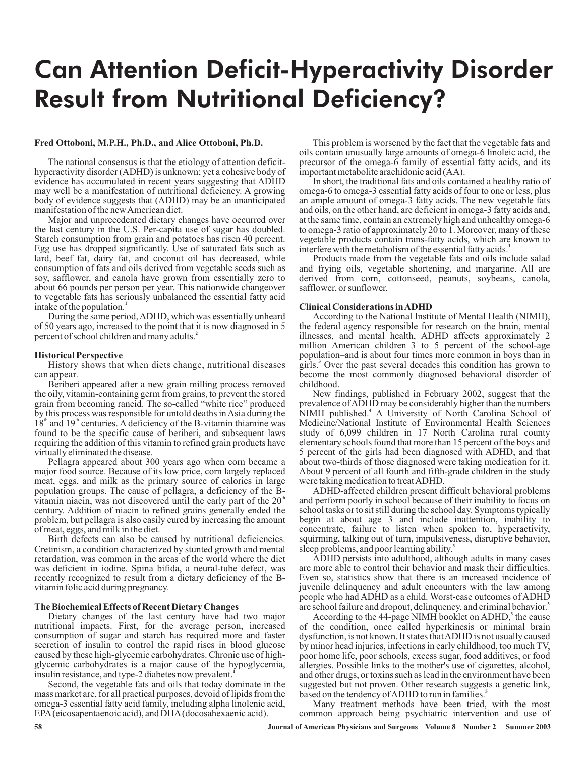# Can Attention Deficit-Hyperactivity Disorder Result from Nutritional Deficiency?

**Fred Ottoboni, M.P.H., Ph.D., and Alice Ottoboni, Ph.D.**

The national consensus is that the etiology of attention deficit-hyperactivity disorder (ADHD) is unknown; yet a cohesive body of evidence has accumulated in recent years suggesting that ADHD may well be a manifestation of nutritional deficiency. A growing body of evidence suggests that (ADHD) may be an unanticipated manifestation of the new American diet.

Major and unprecedented dietary changes have occurred over the last century in the U.S. Per-capita use of sugar has doubled. Starch consumption from grain and potatoes has risen 40 percent. Egg use has dropped significantly. Use of saturated fats such as lard, beef fat, dairy fat, and coconut oil has decreased, while consumption of fats and oils derived from vegetable seeds such as soy, safflower, and canola have grown from essentially zero to about 66 pounds per person per year. This nationwide changeover to vegetable fats has seriously unbalanced the essential fatty acid intake of the population.[1]

During the same period, ADHD, which was essentially unheard of 50 years ago, increased to the point that it is now diagnosed in 5 percent of school children and many adults.[2]

### Historical Perspective

History shows that when diets change, nutritional diseases can appear.

Beriberi appeared after a new grain milling process removed the oily, vitamin-containing germ from grains, to prevent the stored grain from becoming rancid. The so-called "white rice" produced by this process was responsible for untold deaths in Asia during the 18th and 19th centuries. A deficiency of the B-vitamin thiamine was found to be the specific cause of beriberi, and subsequent laws requiring the addition of this vitamin to refined grain products have virtually eliminated the disease.

Pellagra appeared about 300 years ago when corn became a major food source. Because of its low price, corn largely replaced meat, eggs, and milk as the primary source of calories in large population groups. The cause of pellagra, a deficiency of the B-vitamin niacin, was not discovered until the early part of the 20th century. Addition of niacin to refined grains generally ended the problem, but pellagra is also easily cured by increasing the amount of meat, eggs, and milk in the diet.

Birth defects can also be caused by nutritional deficiencies. Cretinism, a condition characterized by stunted growth and mental retardation, was common in the areas of the world where the diet was deficient in iodine. Spina bifida, a neural-tube defect, was recently recognized to result from a dietary deficiency of the B-vitamin folic acid during pregnancy.

### The Biochemical Effects of Recent Dietary Changes

Dietary changes of the last century have had two major nutritional impacts. First, for the average person, increased consumption of sugar and starch has required more and faster secretion of insulin to control the rapid rises in blood glucose caused by these high-glycemic carbohydrates. Chronic use of high-glycemic carbohydrates is a major cause of the hypoglycemia, insulin resistance, and type-2 diabetes now prevalent.[1]

Second, the vegetable fats and oils that today dominate in the mass market are, for all practical purposes, devoid of lipids from the omega-3 essential fatty acid family, including alpha linolenic acid, EPA (eicosapentaenoic acid), and DHA (docosahexaenoic acid).

This problem is worsened by the fact that the vegetable fats and oils contain unusually large amounts of omega-6 linoleic acid, the precursor of the omega-6 family of essential fatty acids, and its important metabolite arachidonic acid (AA).

In short, the traditional fats and oils contained a healthy ratio of omega-6 to omega-3 essential fatty acids of four to one or less, plus an ample amount of omega-3 fatty acids. The new vegetable fats and oils, on the other hand, are deficient in omega-3 fatty acids and, at the same time, contain an extremely high and unhealthy omega-6 to omega-3 ratio of approximately 20 to 1. Moreover, many of these vegetable products contain trans-fatty acids, which are known to interfere with the metabolism of the essential fatty acids.[1]

Products made from the vegetable fats and oils include salad and frying oils, vegetable shortening, and margarine. All are derived from corn, cottonseed, peanuts, soybeans, canola, safflower, or sunflower.

### Clinical Considerations in ADHD

According to the National Institute of Mental Health (NIMH), the federal agency responsible for research on the brain, mental illnesses, and mental health, ADHD affects approximately 2 million American children–3 to 5 percent of the school-age population–and is about four times more common in boys than in girls.[3] Over the past several decades this condition has grown to become the most commonly diagnosed behavioral disorder of childhood.

New findings, published in February 2002, suggest that the prevalence of ADHD may be considerably higher than the numbers NIMH published.[4] A University of North Carolina School of Medicine/National Institute of Environmental Health Sciences study of 6,099 children in 17 North Carolina rural county elementary schools found that more than 15 percent of the boys and 5 percent of the girls had been diagnosed with ADHD, and that about two-thirds of those diagnosed were taking medication for it. About 9 percent of all fourth and fifth-grade children in the study were taking medication to treat ADHD.

ADHD-affected children present difficult behavioral problems and perform poorly in school because of their inability to focus on school tasks or to sit still during the school day. Symptoms typically begin at about age 3 and include inattention, inability to concentrate, failure to listen when spoken to, hyperactivity, squirming, talking out of turn, impulsiveness, disruptive behavior, sleep problems, and poor learning ability.[3]

ADHD persists into adulthood, although adults in many cases are more able to control their behavior and mask their difficulties. Even so, statistics show that there is an increased incidence of juvenile delinquency and adult encounters with the law among people who had ADHD as a child. Worst-case outcomes of ADHD are school failure and dropout, delinquency, and criminal behavior.[3]

According to the 44-page NIMH booklet on ADHD,[3] the cause of the condition, once called hyperkinesis or minimal brain dysfunction, is not known. It states that ADHD is not usually caused by minor head injuries, infections in early childhood, too much TV, poor home life, poor schools, excess sugar, food additives, or food allergies. Possible links to the mother's use of cigarettes, alcohol, and other drugs, or toxins such as lead in the environment have been suggested but not proven. Other research suggests a genetic link, based on the tendency of ADHD to run in families.[5]

Many treatment methods have been tried, with the most common approach being psychiatric intervention and use of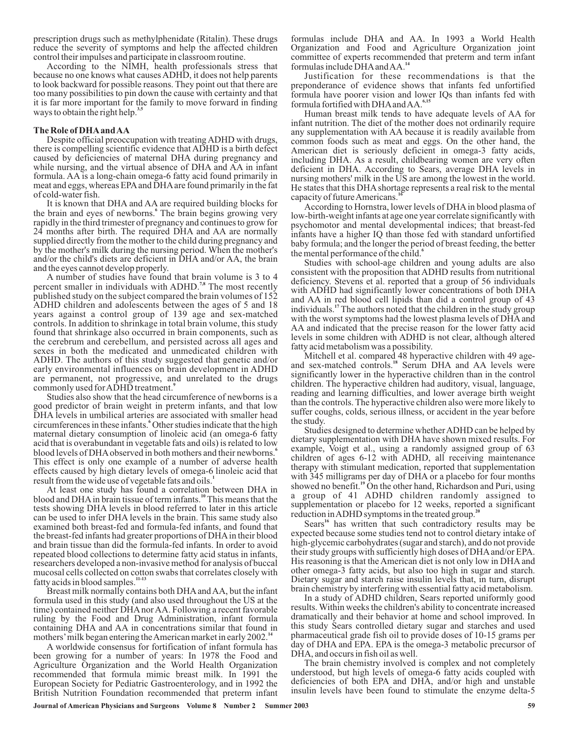prescription drugs such as methylphenidate (Ritalin). These drugs reduce the severity of symptoms and help the affected children control their impulses and participate in classroom routine.

According to the NIMH, health professionals stress that because no one knows what causes ADHD, it does not help parents to look backward for possible reasons. They point out that there are too many possibilities to pin down the cause with certainty and that it is far more important for the family to move forward in finding ways to obtain the right help.[3,5]

## The Role of DHA and AA

Despite official preoccupation with treating ADHD with drugs, there is compelling scientific evidence that ADHD is a birth defect caused by deficiencies of maternal DHA during pregnancy and while nursing, and the virtual absence of DHA and AA in infant formula. AA is a long-chain omega-6 fatty acid found primarily in meat and eggs, whereas EPA and DHA are found primarily in the fat of cold-water fish.

It is known that DHA and AA are required building blocks for the brain and eyes of newborns.[6] The brain begins growing very rapidly in the third trimester of pregnancy and continues to grow for 24 months after birth. The required DHA and AA are normally supplied directly from the mother to the child during pregnancy and by the mother's milk during the nursing period. When the mother's and/or the child's diets are deficient in DHA and/or AA, the brain and the eyes cannot develop properly.

A number of studies have found that brain volume is 3 to 4 percent smaller in individuals with ADHD.[7,8] The most recently published study on the subject compared the brain volumes of 152 ADHD children and adolescents between the ages of 5 and 18 years against a control group of 139 age and sex-matched controls. In addition to shrinkage in total brain volume, this study found that shrinkage also occurred in brain components, such as the cerebrum and cerebellum, and persisted across all ages and sexes in both the medicated and unmedicated children with ADHD. The authors of this study suggested that genetic and/or early environmental influences on brain development in ADHD are permanent, not progressive, and unrelated to the drugs commonly used for ADHD treatment.[9]

Studies also show that the head circumference of newborns is a good predictor of brain weight in preterm infants, and that low DHA levels in umbilical arteries are associated with smaller head circumferences in these infants.[6] Other studies indicate that the high maternal dietary consumption of linoleic acid (an omega-6 fatty acid that is overabundant in vegetable fats and oils) is related to low blood levels of DHA observed in both mothers and their newborns.[6] This effect is only one example of a number of adverse health effects caused by high dietary levels of omega-6 linoleic acid that result from the wide use of vegetable fats and oils.[1]

At least one study has found a correlation between DHA in blood and DHA in brain tissue of term infants.[10] This means that the tests showing DHA levels in blood referred to later in this article can be used to infer DHA levels in the brain. This same study also examined both breast-fed and formula-fed infants, and found that the breast-fed infants had greater proportions of DHA in their blood and brain tissue than did the formula-fed infants. In order to avoid repeated blood collections to determine fatty acid status in infants, researchers developed a non-invasive method for analysis of buccal mucosal cells collected on cotton swabs that correlates closely with fatty acids in blood samples.[11-13]

Breast milk normally contains both DHA and AA, but the infant formula used in this study (and also used throughout the US at the time) contained neither DHA nor AA. Following a recent favorable ruling by the Food and Drug Administration, infant formula containing DHA and AA in concentrations similar that found in mothers' milk began entering the American market in early 2002.[14]

A worldwide consensus for fortification of infant formula has been growing for a number of years: In 1978 the Food and Agriculture Organization and the World Health Organization recommended that formula mimic breast milk. In 1991 the European Society for Pediatric Gastroenterology, and in 1992 the British Nutrition Foundation recommended that preterm infant formulas include DHA and AA. In 1993 a World Health Organization and Food and Agriculture Organization joint committee of experts recommended that preterm and term infant formulas include DHA and AA.[14]

Justification for these recommendations is that the preponderance of evidence shows that infants fed unfortified formula have poorer vision and lower IQs than infants fed with formula fortified with DHA and AA.[6,15]

Human breast milk tends to have adequate levels of AA for infant nutrition. The diet of the mother does not ordinarily require any supplementation with AA because it is readily available from common foods such as meat and eggs. On the other hand, the American diet is seriously deficient in omega-3 fatty acids, including DHA. As a result, childbearing women are very often deficient in DHA. According to Sears, average DHA levels in nursing mothers' milk in the US are among the lowest in the world. He states that this DHA shortage represents a real risk to the mental capacity of future Americans.[16]

According to Hornstra, lower levels of DHA in blood plasma of low-birth-weight infants at age one year correlate significantly with psychomotor and mental developmental indices; that breast-fed infants have a higher IQ than those fed with standard unfortified baby formula; and the longer the period of breast feeding, the better the mental performance of the child.[6]

Studies with school-age children and young adults are also consistent with the proposition that ADHD results from nutritional deficiency. Stevens et al. reported that a group of 56 individuals with ADHD had significantly lower concentrations of both DHA and AA in red blood cell lipids than did a control group of 43 individuals.[17] The authors noted that the children in the study group with the worst symptoms had the lowest plasma levels of DHA and AA and indicated that the precise reason for the lower fatty acid levels in some children with ADHD is not clear, although altered fatty acid metabolism was a possibility.

Mitchell et al. compared 48 hyperactive children with 49 age- and sex-matched controls.[18] Serum DHA and AA levels were significantly lower in the hyperactive children than in the control children. The hyperactive children had auditory, visual, language, reading and learning difficulties, and lower average birth weight than the controls. The hyperactive children also were more likely to suffer coughs, colds, serious illness, or accident in the year before the study.

Studies designed to determine whether ADHD can be helped by dietary supplementation with DHA have shown mixed results. For example, Voigt et al., using a randomly assigned group of 63 children of ages 6-12 with ADHD, all receiving maintenance therapy with stimulant medication, reported that supplementation with 345 milligrams per day of DHA or a placebo for four months showed no benefit.[19] On the other hand, Richardson and Puri, using a group of 41 ADHD children randomly assigned to supplementation or placebo for 12 weeks, reported a significant reduction in ADHD symptoms in the treated group.[20]

Sears[16] has written that such contradictory results may be expected because some studies tend not to control dietary intake of high-glycemic carbohydrates (sugar and starch), and do not provide their study groups with sufficiently high doses of DHA and/or EPA. His reasoning is that the American diet is not only low in DHA and other omega-3 fatty acids, but also too high in sugar and starch. Dietary sugar and starch raise insulin levels that, in turn, disrupt brain chemistry by interfering with essential fatty acid metabolism.

In a study of ADHD children, Sears reported uniformly good results. Within weeks the children's ability to concentrate increased dramatically and their behavior at home and school improved. In this study Sears controlled dietary sugar and starches and used pharmaceutical grade fish oil to provide doses of 10-15 grams per day of DHA and EPA. EPA is the omega-3 metabolic precursor of DHA, and occurs in fish oil as well.

The brain chemistry involved is complex and not completely understood, but high levels of omega-6 fatty acids coupled with deficiencies of both EPA and DHA, and/or high and unstable insulin levels have been found to stimulate the enzyme delta-5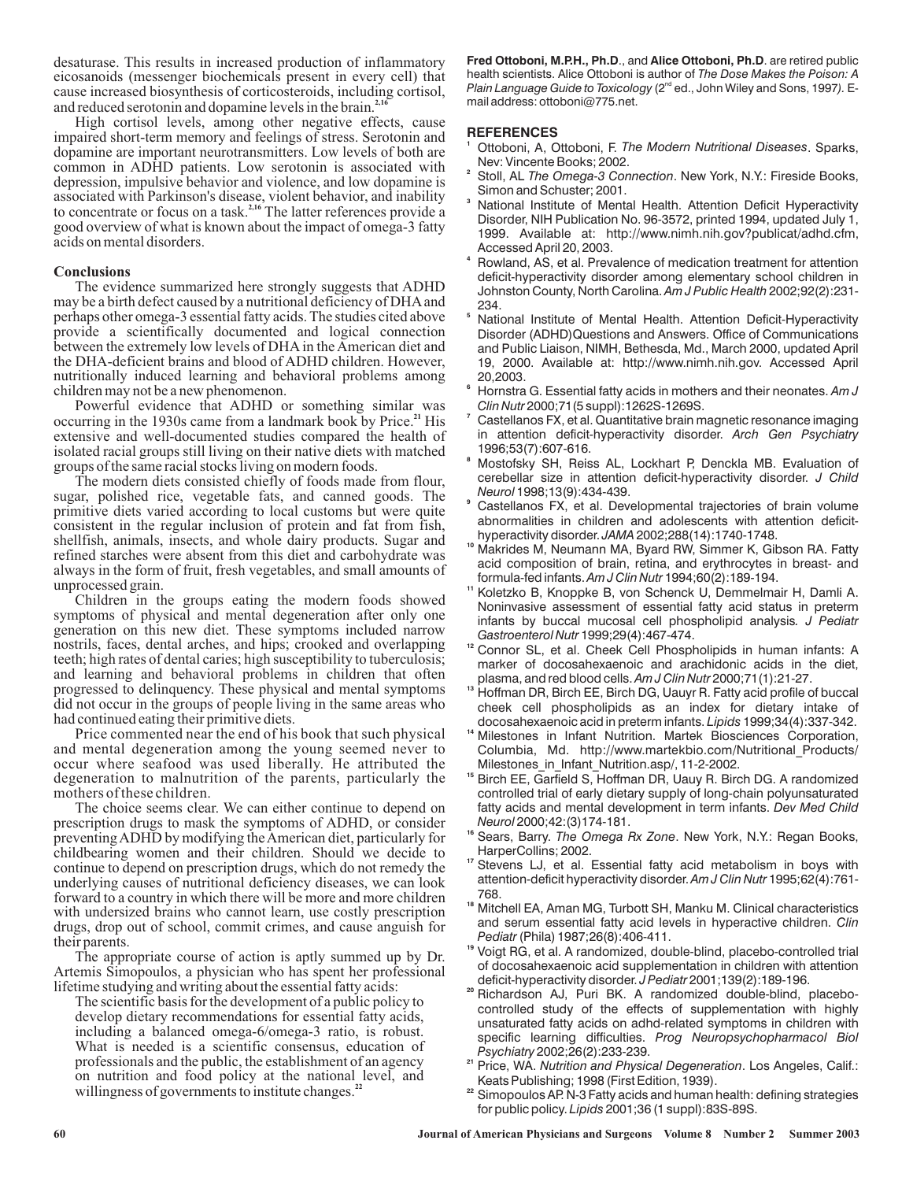desaturase. This results in increased production of inflammatory eicosanoids (messenger biochemicals present in every cell) that cause increased biosynthesis of corticosteroids, including cortisol, and reduced serotonin and dopamine levels in the brain.[2,16]

High cortisol levels, among other negative effects, cause impaired short-term memory and feelings of stress. Serotonin and dopamine are important neurotransmitters. Low levels of both are common in ADHD patients. Low serotonin is associated with depression, impulsive behavior and violence, and low dopamine is associated with Parkinson's disease, violent behavior, and inability to concentrate or focus on a task.[2,16] The latter references provide a good overview of what is known about the impact of omega-3 fatty acids on mental disorders.

## Conclusions

The evidence summarized here strongly suggests that ADHD may be a birth defect caused by a nutritional deficiency of DHA and perhaps other omega-3 essential fatty acids. The studies cited above provide a scientifically documented and logical connection between the extremely low levels of DHA in the American diet and the DHA-deficient brains and blood of ADHD children. However, nutritionally induced learning and behavioral problems among children may not be a new phenomenon.

Powerful evidence that ADHD or something similar was occurring in the 1930s came from a landmark book by Price.[21] His extensive and well-documented studies compared the health of isolated racial groups still living on their native diets with matched groups of the same racial stocks living on modern foods.

The modern diets consisted chiefly of foods made from flour, sugar, polished rice, vegetable fats, and canned goods. The primitive diets varied according to local customs but were quite consistent in the regular inclusion of protein and fat from fish, shellfish, animals, insects, and whole dairy products. Sugar and refined starches were absent from this diet and carbohydrate was always in the form of fruit, fresh vegetables, and small amounts of unprocessed grain.

Children in the groups eating the modern foods showed symptoms of physical and mental degeneration after only one generation on this new diet. These symptoms included narrow nostrils, faces, dental arches, and hips; crooked and overlapping teeth; high rates of dental caries; high susceptibility to tuberculosis; and learning and behavioral problems in children that often progressed to delinquency. These physical and mental symptoms did not occur in the groups of people living in the same areas who had continued eating their primitive diets.

Price commented near the end of his book that such physical and mental degeneration among the young seemed never to occur where seafood was used liberally. He attributed the degeneration to malnutrition of the parents, particularly the mothers of these children.

The choice seems clear. We can either continue to depend on prescription drugs to mask the symptoms of ADHD, or consider preventing ADHD by modifying the American diet, particularly for childbearing women and their children. Should we decide to continue to depend on prescription drugs, which do not remedy the underlying causes of nutritional deficiency diseases, we can look forward to a country in which there will be more and more children with undersized brains who cannot learn, use costly prescription drugs, drop out of school, commit crimes, and cause anguish for their parents.

The appropriate course of action is aptly summed up by Dr. Artemis Simopoulos, a physician who has spent her professional lifetime studying and writing about the essential fatty acids:

> The scientific basis for the development of a public policy to develop dietary recommendations for essential fatty acids, including a balanced omega-6/omega-3 ratio, is robust. What is needed is a scientific consensus, education of professionals and the public, the establishment of an agency on nutrition and food policy at the national level, and willingness of governments to institute changes.[22]

**Fred Ottoboni, M.P.H., Ph.D**., and **Alice Ottoboni, Ph.D**. are retired public health scientists. Alice Ottoboni is author of *The Dose Makes the Poison: A Plain Language Guide to Toxicology* (2nd ed., John Wiley and Sons, 1997). E-mail address: ottoboni@775.net.

## REFERENCES

1. Ottoboni, A, Ottoboni, F. *The Modern Nutritional Diseases*. Sparks, Nev: Vincente Books; 2002.
2. Stoll, AL *The Omega-3 Connection*. New York, N.Y.: Fireside Books, Simon and Schuster; 2001.
3. National Institute of Mental Health. Attention Deficit Hyperactivity Disorder, NIH Publication No. 96-3572, printed 1994, updated July 1, 1999. Available at: http://www.nimh.nih.gov?publicat/adhd.cfm, Accessed April 20, 2003.
4. Rowland, AS, et al. Prevalence of medication treatment for attention deficit-hyperactivity disorder among elementary school children in Johnston County, North Carolina. *Am J Public Health* 2002;92(2):231-234.
5. National Institute of Mental Health. Attention Deficit-Hyperactivity Disorder (ADHD)Questions and Answers. Office of Communications and Public Liaison, NIMH, Bethesda, Md., March 2000, updated April 19, 2000. Available at: http://www.nimh.nih.gov. Accessed April 20,2003.
6. Hornstra G. Essential fatty acids in mothers and their neonates. *Am J Clin Nutr* 2000;71(5 suppl):1262S-1269S.
7. Castellanos FX, et al. Quantitative brain magnetic resonance imaging in attention deficit-hyperactivity disorder. *Arch Gen Psychiatry* 1996;53(7):607-616.
8. Mostofsky SH, Reiss AL, Lockhart P, Denckla MB. Evaluation of cerebellar size in attention deficit-hyperactivity disorder. *J Child Neurol* 1998;13(9):434-439.
9. Castellanos FX, et al. Developmental trajectories of brain volume abnormalities in children and adolescents with attention deficit-hyperactivity disorder. *JAMA* 2002;288(14):1740-1748.
10. Makrides M, Neumann MA, Byard RW, Simmer K, Gibson RA. Fatty acid composition of brain, retina, and erythrocytes in breast- and formula-fed infants. *Am J Clin Nutr* 1994;60(2):189-194.
11. Koletzko B, Knoppke B, von Schenck U, Demmelmair H, Damli A. Noninvasive assessment of essential fatty acid status in preterm infants by buccal mucosal cell phospholipid analysis. *J Pediatr Gastroenterol Nutr* 1999;29(4):467-474.
12. Connor SL, et al. Cheek Cell Phospholipids in human infants: A marker of docosahexaenoic and arachidonic acids in the diet, plasma, and red blood cells. *Am J Clin Nutr* 2000;71(1):21-27.
13. Hoffman DR, Birch EE, Birch DG, Uauyr R. Fatty acid profile of buccal cheek cell phospholipids as an index for dietary intake of docosahexaenoic acid in preterm infants. *Lipids* 1999;34(4):337-342.
14. Milestones in Infant Nutrition. Martek Biosciences Corporation, Columbia, Md. http://www.martekbio.com/Nutritional_Products/Milestones_in_Infant_Nutrition.asp/, 11-2-2002.
15. Birch EE, Garfield S, Hoffman DR, Uauy R. Birch DG. A randomized controlled trial of early dietary supply of long-chain polyunsaturated fatty acids and mental development in term infants. *Dev Med Child Neurol* 2000;42:(3)174-181.
16. Sears, Barry. *The Omega Rx Zone*. New York, N.Y.: Regan Books, HarperCollins; 2002.
17. Stevens LJ, et al. Essential fatty acid metabolism in boys with attention-deficit hyperactivity disorder. *Am J Clin Nutr* 1995;62(4):761-768.
18. Mitchell EA, Aman MG, Turbott SH, Manku M. Clinical characteristics and serum essential fatty acid levels in hyperactive children. *Clin Pediatr* (Phila) 1987;26(8):406-411.
19. Voigt RG, et al. A randomized, double-blind, placebo-controlled trial of docosahexaenoic acid supplementation in children with attention deficit-hyperactivity disorder. *J Pediatr* 2001;139(2):189-196.
20. Richardson AJ, Puri BK. A randomized double-blind, placebo-controlled study of the effects of supplementation with highly unsaturated fatty acids on adhd-related symptoms in children with specific learning difficulties. *Prog Neuropsychopharmacol Biol Psychiatry* 2002;26(2):233-239.
21. Price, WA. *Nutrition and Physical Degeneration*. Los Angeles, Calif.: Keats Publishing; 1998 (First Edition, 1939).
22. Simopoulos AP. N-3 Fatty acids and human health: defining strategies for public policy. *Lipids* 2001;36 (1 suppl):83S-89S.